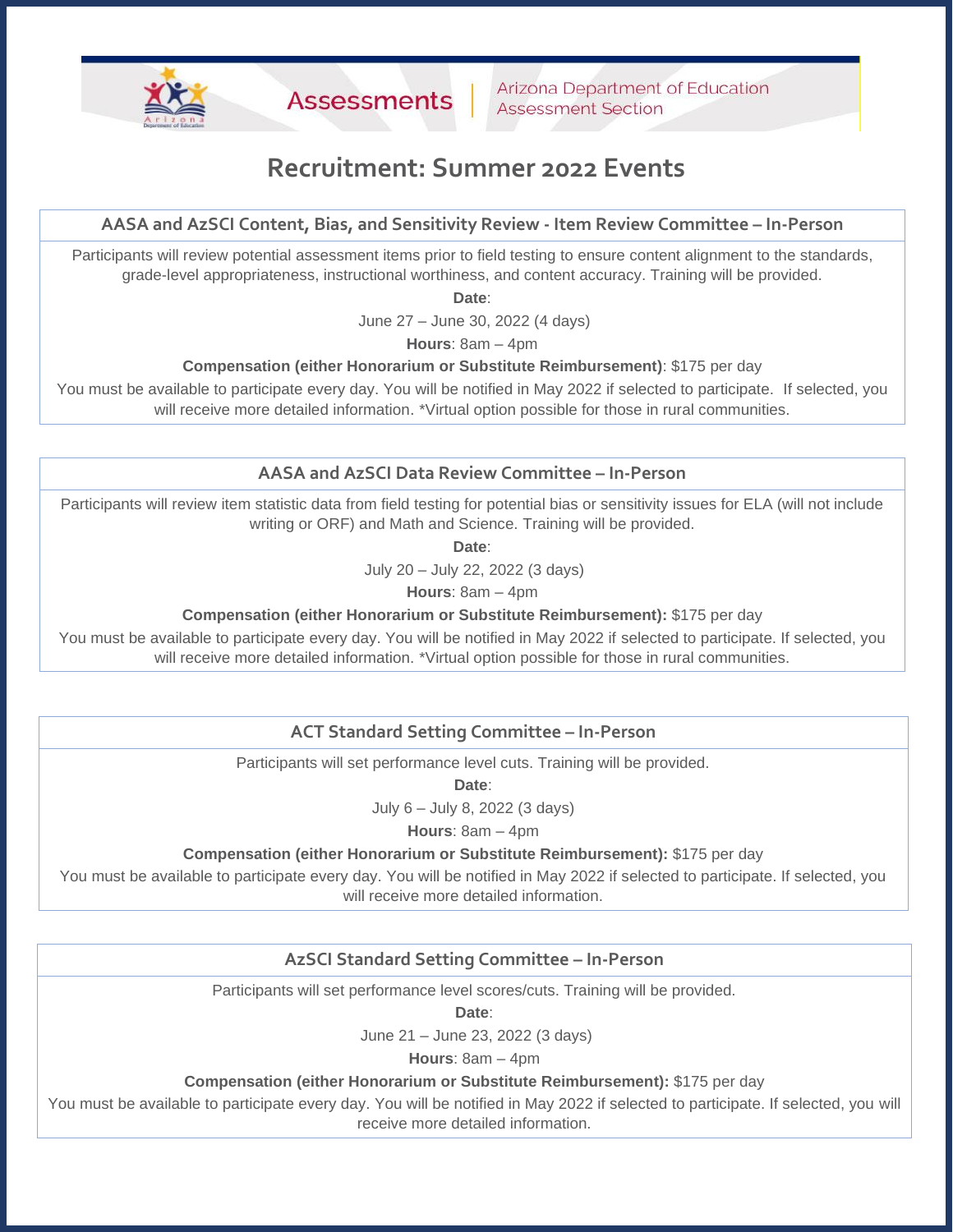Assessments | Arizona Department of Education Assessment Section

# Recruitment: Summer 2022 Events

## AASA and AzSCI Content, Bias, and Sensitivity Review - Item Review Committee – In-Person

Participants will review potential assessment items prior to field testing to ensure content alignment to the standards, grade-level appropriateness, instructional worthiness, and content accuracy. Training will be provided.

**Date**:

June 27 – June 30, 2022 (4 days)

**Hours**: 8am – 4pm

**Compensation (either Honorarium or Substitute Reimbursement)**: $175 per day

You must be available to participate every day. You will be notified in May 2022 if selected to participate. If selected, you will receive more detailed information. *Virtual option possible for those in rural communities.

## AASA and AzSCI Data Review Committee – In-Person

Participants will review item statistic data from field testing for potential bias or sensitivity issues for ELA (will not include writing or ORF) and Math and Science. Training will be provided.

**Date**:

July 20 – July 22, 2022 (3 days)

**Hours**: 8am – 4pm

**Compensation (either Honorarium or Substitute Reimbursement):** $175 per day

You must be available to participate every day. You will be notified in May 2022 if selected to participate. If selected, you will receive more detailed information. *Virtual option possible for those in rural communities.

## ACT Standard Setting Committee – In-Person

Participants will set performance level cuts. Training will be provided.

**Date**:

July 6 – July 8, 2022 (3 days)

**Hours**: 8am – 4pm

**Compensation (either Honorarium or Substitute Reimbursement):** $175 per day

You must be available to participate every day. You will be notified in May 2022 if selected to participate. If selected, you will receive more detailed information.

## AzSCI Standard Setting Committee – In-Person

Participants will set performance level scores/cuts. Training will be provided.

**Date**:

June 21 – June 23, 2022 (3 days)

**Hours**: 8am – 4pm

**Compensation (either Honorarium or Substitute Reimbursement):** $175 per day

You must be available to participate every day. You will be notified in May 2022 if selected to participate. If selected, you will receive more detailed information.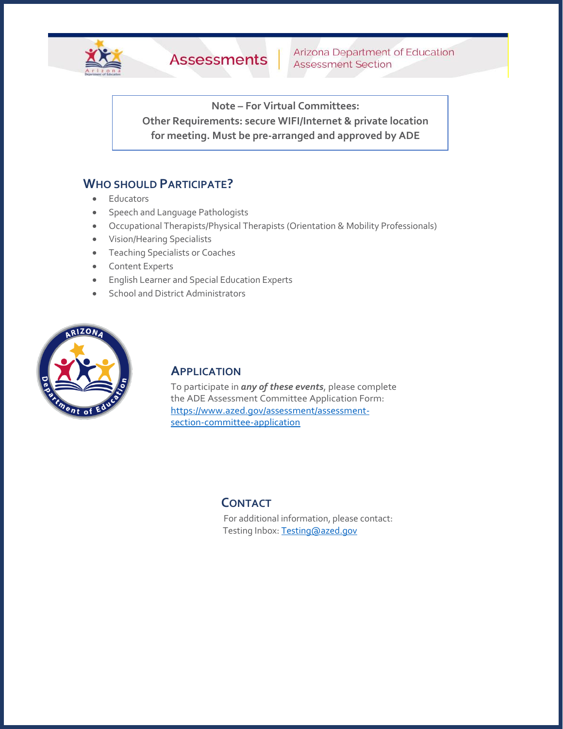**Note – For Virtual Committees:**
**Other Requirements: secure WIFI/Internet & private location for meeting. Must be pre-arranged and approved by ADE**

## WHO SHOULD PARTICIPATE?

- Educators
- Speech and Language Pathologists
- Occupational Therapists/Physical Therapists (Orientation & Mobility Professionals)
- Vision/Hearing Specialists
- Teaching Specialists or Coaches
- Content Experts
- English Learner and Special Education Experts
- School and District Administrators

## APPLICATION

To participate in ***any of these events***, please complete the ADE Assessment Committee Application Form: https://www.azed.gov/assessment/assessment-section-committee-application

## CONTACT

For additional information, please contact:
Testing Inbox: Testing@azed.gov